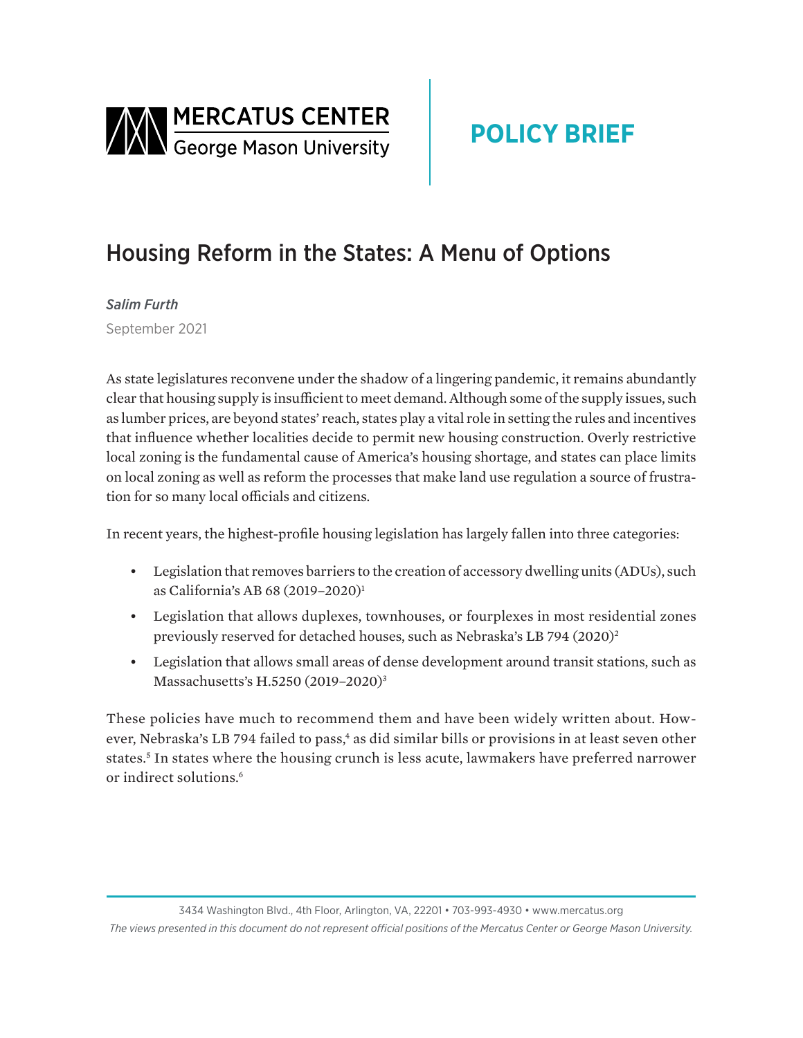MERCATUS CENTER
George Mason University

POLICY BRIEF

# Housing Reform in the States: A Menu of Options

*Salim Furth*

September 2021

As state legislatures reconvene under the shadow of a lingering pandemic, it remains abundantly clear that housing supply is insufficient to meet demand. Although some of the supply issues, such as lumber prices, are beyond states' reach, states play a vital role in setting the rules and incentives that influence whether localities decide to permit new housing construction. Overly restrictive local zoning is the fundamental cause of America's housing shortage, and states can place limits on local zoning as well as reform the processes that make land use regulation a source of frustration for so many local officials and citizens.

In recent years, the highest-profile housing legislation has largely fallen into three categories:

- Legislation that removes barriers to the creation of accessory dwelling units (ADUs), such as California's AB 68 (2019–2020)[1]
- Legislation that allows duplexes, townhouses, or fourplexes in most residential zones previously reserved for detached houses, such as Nebraska's LB 794 (2020)[2]
- Legislation that allows small areas of dense development around transit stations, such as Massachusetts's H.5250 (2019–2020)[3]

These policies have much to recommend them and have been widely written about. However, Nebraska's LB 794 failed to pass,[4] as did similar bills or provisions in at least seven other states.[5] In states where the housing crunch is less acute, lawmakers have preferred narrower or indirect solutions.[6]

3434 Washington Blvd., 4th Floor, Arlington, VA, 22201 • 703-993-4930 • www.mercatus.org

*The views presented in this document do not represent official positions of the Mercatus Center or George Mason University.*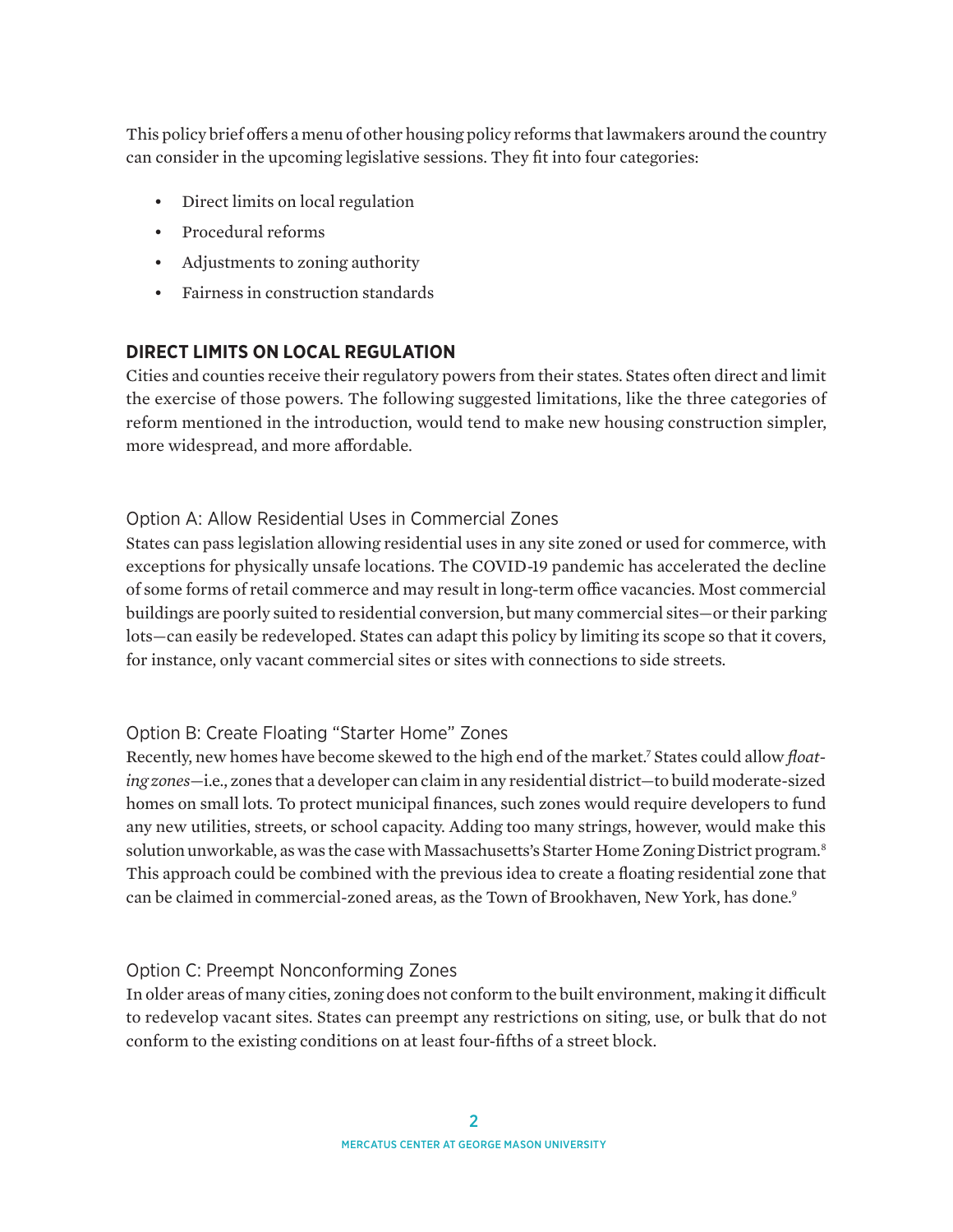This policy brief offers a menu of other housing policy reforms that lawmakers around the country can consider in the upcoming legislative sessions. They fit into four categories:

- Direct limits on local regulation
- Procedural reforms
- Adjustments to zoning authority
- Fairness in construction standards

## DIRECT LIMITS ON LOCAL REGULATION

Cities and counties receive their regulatory powers from their states. States often direct and limit the exercise of those powers. The following suggested limitations, like the three categories of reform mentioned in the introduction, would tend to make new housing construction simpler, more widespread, and more affordable.

### Option A: Allow Residential Uses in Commercial Zones

States can pass legislation allowing residential uses in any site zoned or used for commerce, with exceptions for physically unsafe locations. The COVID-19 pandemic has accelerated the decline of some forms of retail commerce and may result in long-term office vacancies. Most commercial buildings are poorly suited to residential conversion, but many commercial sites—or their parking lots—can easily be redeveloped. States can adapt this policy by limiting its scope so that it covers, for instance, only vacant commercial sites or sites with connections to side streets.

### Option B: Create Floating "Starter Home" Zones

Recently, new homes have become skewed to the high end of the market.[7] States could allow *floating zones*—i.e., zones that a developer can claim in any residential district—to build moderate-sized homes on small lots. To protect municipal finances, such zones would require developers to fund any new utilities, streets, or school capacity. Adding too many strings, however, would make this solution unworkable, as was the case with Massachusetts's Starter Home Zoning District program.[8] This approach could be combined with the previous idea to create a floating residential zone that can be claimed in commercial-zoned areas, as the Town of Brookhaven, New York, has done.[9]

### Option C: Preempt Nonconforming Zones

In older areas of many cities, zoning does not conform to the built environment, making it difficult to redevelop vacant sites. States can preempt any restrictions on siting, use, or bulk that do not conform to the existing conditions on at least four-fifths of a street block.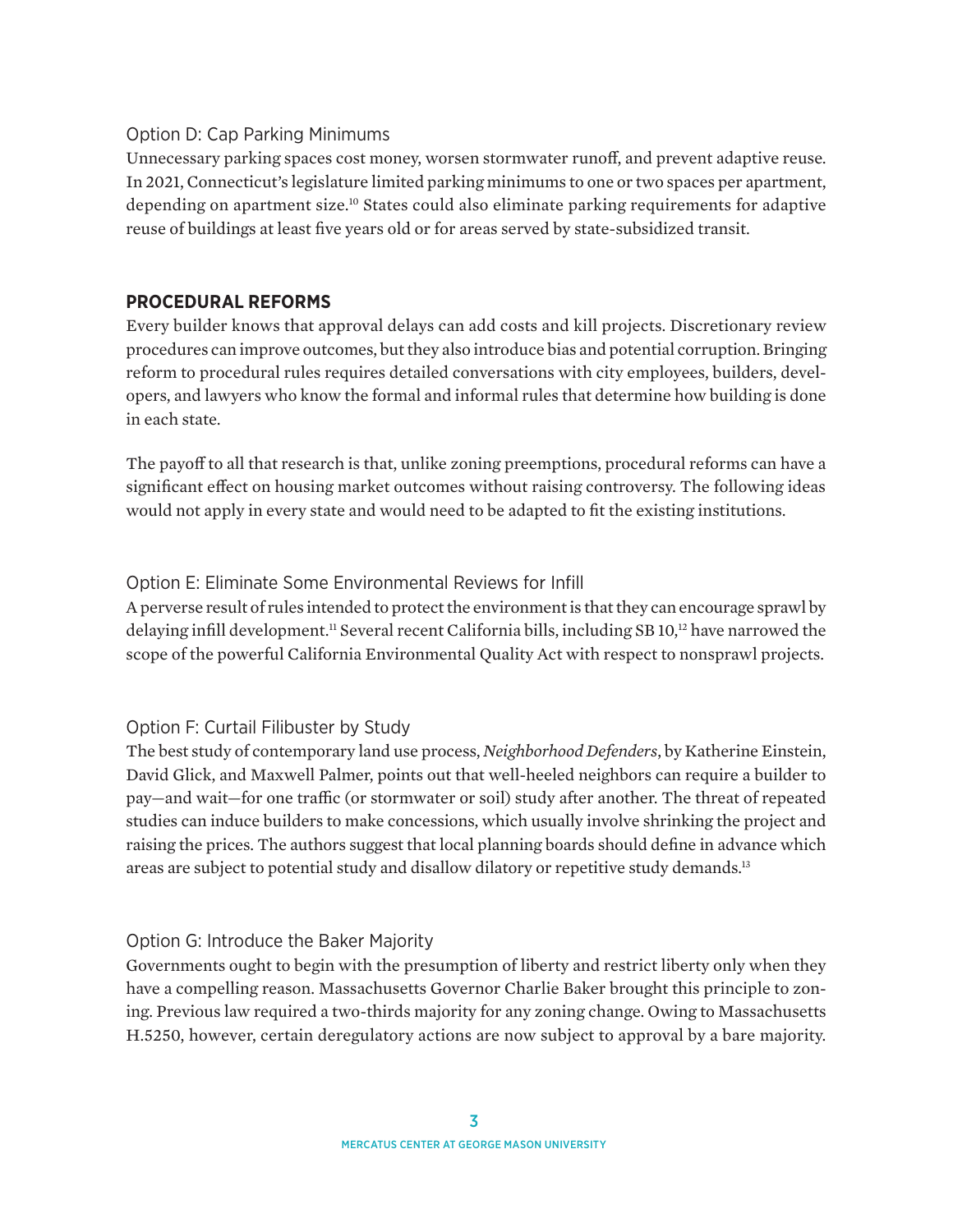### Option D: Cap Parking Minimums

Unnecessary parking spaces cost money, worsen stormwater runoff, and prevent adaptive reuse. In 2021, Connecticut's legislature limited parking minimums to one or two spaces per apartment, depending on apartment size.[10] States could also eliminate parking requirements for adaptive reuse of buildings at least five years old or for areas served by state-subsidized transit.

## PROCEDURAL REFORMS

Every builder knows that approval delays can add costs and kill projects. Discretionary review procedures can improve outcomes, but they also introduce bias and potential corruption. Bringing reform to procedural rules requires detailed conversations with city employees, builders, developers, and lawyers who know the formal and informal rules that determine how building is done in each state.

The payoff to all that research is that, unlike zoning preemptions, procedural reforms can have a significant effect on housing market outcomes without raising controversy. The following ideas would not apply in every state and would need to be adapted to fit the existing institutions.

### Option E: Eliminate Some Environmental Reviews for Infill

A perverse result of rules intended to protect the environment is that they can encourage sprawl by delaying infill development.[11] Several recent California bills, including SB 10,[12] have narrowed the scope of the powerful California Environmental Quality Act with respect to nonsprawl projects.

### Option F: Curtail Filibuster by Study

The best study of contemporary land use process, *Neighborhood Defenders*, by Katherine Einstein, David Glick, and Maxwell Palmer, points out that well-heeled neighbors can require a builder to pay—and wait—for one traffic (or stormwater or soil) study after another. The threat of repeated studies can induce builders to make concessions, which usually involve shrinking the project and raising the prices. The authors suggest that local planning boards should define in advance which areas are subject to potential study and disallow dilatory or repetitive study demands.[13]

### Option G: Introduce the Baker Majority

Governments ought to begin with the presumption of liberty and restrict liberty only when they have a compelling reason. Massachusetts Governor Charlie Baker brought this principle to zoning. Previous law required a two-thirds majority for any zoning change. Owing to Massachusetts H.5250, however, certain deregulatory actions are now subject to approval by a bare majority.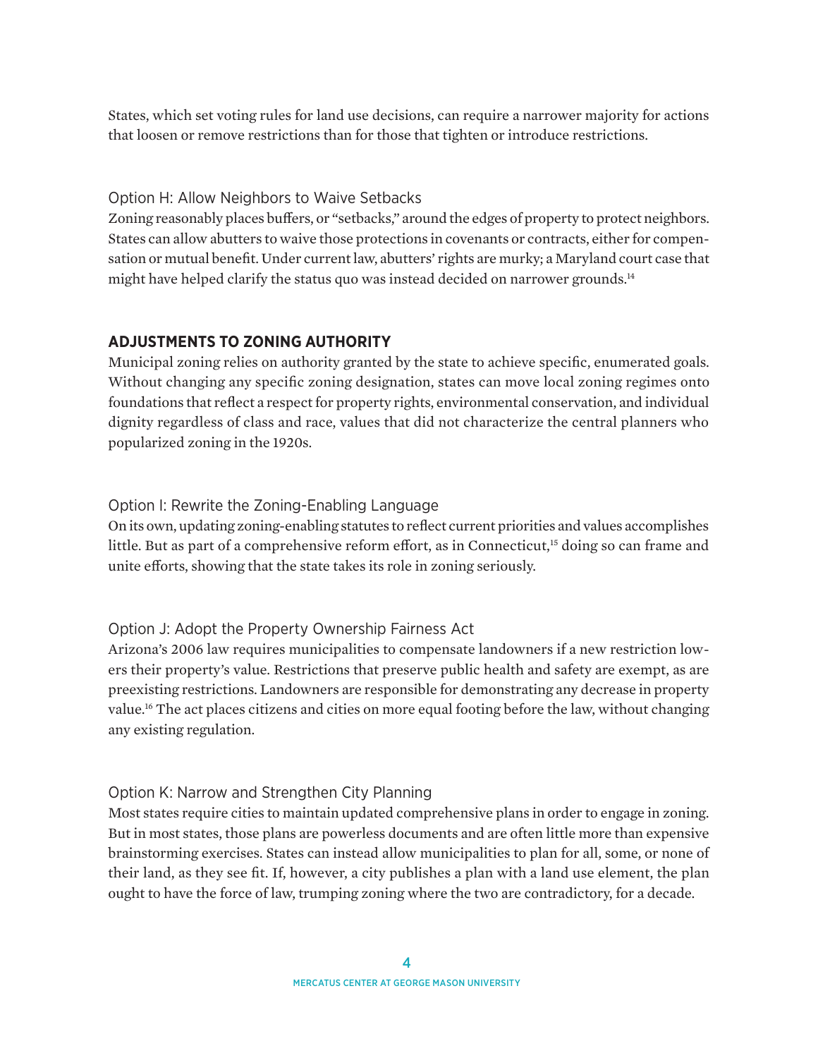States, which set voting rules for land use decisions, can require a narrower majority for actions that loosen or remove restrictions than for those that tighten or introduce restrictions.

### Option H: Allow Neighbors to Waive Setbacks

Zoning reasonably places buffers, or "setbacks," around the edges of property to protect neighbors. States can allow abutters to waive those protections in covenants or contracts, either for compensation or mutual benefit. Under current law, abutters' rights are murky; a Maryland court case that might have helped clarify the status quo was instead decided on narrower grounds.[14]

## ADJUSTMENTS TO ZONING AUTHORITY

Municipal zoning relies on authority granted by the state to achieve specific, enumerated goals. Without changing any specific zoning designation, states can move local zoning regimes onto foundations that reflect a respect for property rights, environmental conservation, and individual dignity regardless of class and race, values that did not characterize the central planners who popularized zoning in the 1920s.

### Option I: Rewrite the Zoning-Enabling Language

On its own, updating zoning-enabling statutes to reflect current priorities and values accomplishes little. But as part of a comprehensive reform effort, as in Connecticut,[15] doing so can frame and unite efforts, showing that the state takes its role in zoning seriously.

### Option J: Adopt the Property Ownership Fairness Act

Arizona's 2006 law requires municipalities to compensate landowners if a new restriction lowers their property's value. Restrictions that preserve public health and safety are exempt, as are preexisting restrictions. Landowners are responsible for demonstrating any decrease in property value.[16] The act places citizens and cities on more equal footing before the law, without changing any existing regulation.

### Option K: Narrow and Strengthen City Planning

Most states require cities to maintain updated comprehensive plans in order to engage in zoning. But in most states, those plans are powerless documents and are often little more than expensive brainstorming exercises. States can instead allow municipalities to plan for all, some, or none of their land, as they see fit. If, however, a city publishes a plan with a land use element, the plan ought to have the force of law, trumping zoning where the two are contradictory, for a decade.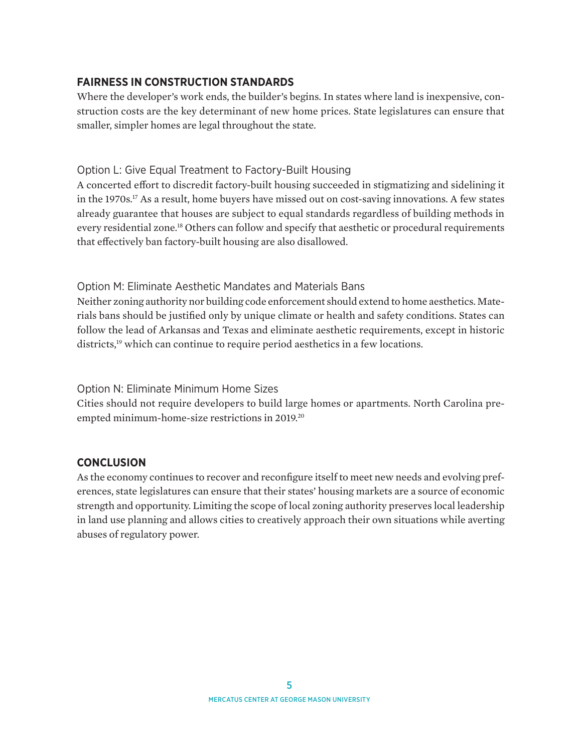## FAIRNESS IN CONSTRUCTION STANDARDS

Where the developer's work ends, the builder's begins. In states where land is inexpensive, construction costs are the key determinant of new home prices. State legislatures can ensure that smaller, simpler homes are legal throughout the state.

### Option L: Give Equal Treatment to Factory-Built Housing

A concerted effort to discredit factory-built housing succeeded in stigmatizing and sidelining it in the 1970s.[17] As a result, home buyers have missed out on cost-saving innovations. A few states already guarantee that houses are subject to equal standards regardless of building methods in every residential zone.[18] Others can follow and specify that aesthetic or procedural requirements that effectively ban factory-built housing are also disallowed.

### Option M: Eliminate Aesthetic Mandates and Materials Bans

Neither zoning authority nor building code enforcement should extend to home aesthetics. Materials bans should be justified only by unique climate or health and safety conditions. States can follow the lead of Arkansas and Texas and eliminate aesthetic requirements, except in historic districts,[19] which can continue to require period aesthetics in a few locations.

### Option N: Eliminate Minimum Home Sizes

Cities should not require developers to build large homes or apartments. North Carolina preempted minimum-home-size restrictions in 2019.[20]

## CONCLUSION

As the economy continues to recover and reconfigure itself to meet new needs and evolving preferences, state legislatures can ensure that their states' housing markets are a source of economic strength and opportunity. Limiting the scope of local zoning authority preserves local leadership in land use planning and allows cities to creatively approach their own situations while averting abuses of regulatory power.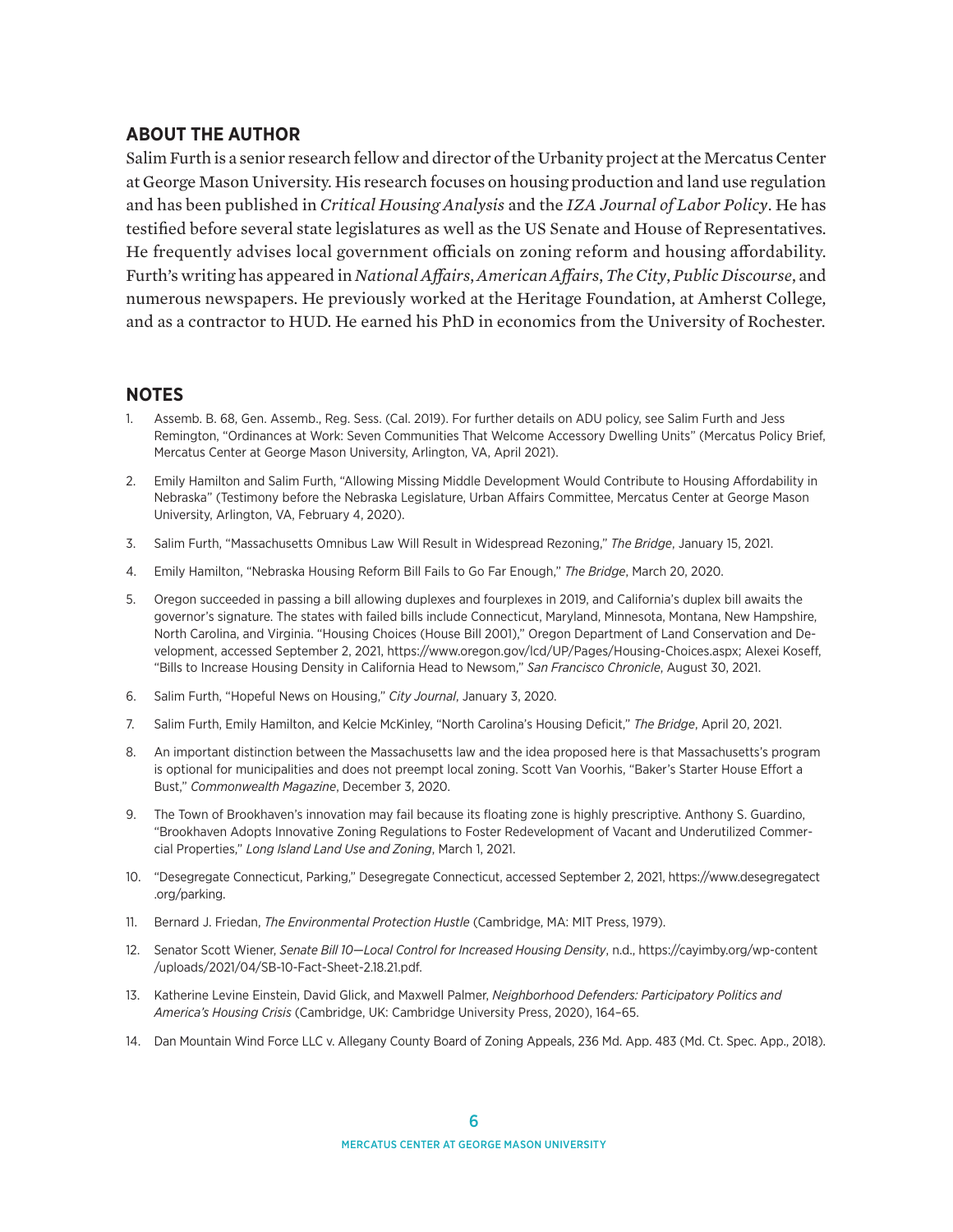## ABOUT THE AUTHOR

Salim Furth is a senior research fellow and director of the Urbanity project at the Mercatus Center at George Mason University. His research focuses on housing production and land use regulation and has been published in *Critical Housing Analysis* and the *IZA Journal of Labor Policy*. He has testified before several state legislatures as well as the US Senate and House of Representatives. He frequently advises local government officials on zoning reform and housing affordability. Furth's writing has appeared in *National Affairs*, *American Affairs*, *The City*, *Public Discourse*, and numerous newspapers. He previously worked at the Heritage Foundation, at Amherst College, and as a contractor to HUD. He earned his PhD in economics from the University of Rochester.

## NOTES

1. Assemb. B. 68, Gen. Assemb., Reg. Sess. (Cal. 2019). For further details on ADU policy, see Salim Furth and Jess Remington, "Ordinances at Work: Seven Communities That Welcome Accessory Dwelling Units" (Mercatus Policy Brief, Mercatus Center at George Mason University, Arlington, VA, April 2021).
2. Emily Hamilton and Salim Furth, "Allowing Missing Middle Development Would Contribute to Housing Affordability in Nebraska" (Testimony before the Nebraska Legislature, Urban Affairs Committee, Mercatus Center at George Mason University, Arlington, VA, February 4, 2020).
3. Salim Furth, "Massachusetts Omnibus Law Will Result in Widespread Rezoning," *The Bridge*, January 15, 2021.
4. Emily Hamilton, "Nebraska Housing Reform Bill Fails to Go Far Enough," *The Bridge*, March 20, 2020.
5. Oregon succeeded in passing a bill allowing duplexes and fourplexes in 2019, and California's duplex bill awaits the governor's signature. The states with failed bills include Connecticut, Maryland, Minnesota, Montana, New Hampshire, North Carolina, and Virginia. "Housing Choices (House Bill 2001)," Oregon Department of Land Conservation and Development, accessed September 2, 2021, https://www.oregon.gov/lcd/UP/Pages/Housing-Choices.aspx; Alexei Koseff, "Bills to Increase Housing Density in California Head to Newsom," *San Francisco Chronicle*, August 30, 2021.
6. Salim Furth, "Hopeful News on Housing," *City Journal*, January 3, 2020.
7. Salim Furth, Emily Hamilton, and Kelcie McKinley, "North Carolina's Housing Deficit," *The Bridge*, April 20, 2021.
8. An important distinction between the Massachusetts law and the idea proposed here is that Massachusetts's program is optional for municipalities and does not preempt local zoning. Scott Van Voorhis, "Baker's Starter House Effort a Bust," *Commonwealth Magazine*, December 3, 2020.
9. The Town of Brookhaven's innovation may fail because its floating zone is highly prescriptive. Anthony S. Guardino, "Brookhaven Adopts Innovative Zoning Regulations to Foster Redevelopment of Vacant and Underutilized Commercial Properties," *Long Island Land Use and Zoning*, March 1, 2021.
10. "Desegregate Connecticut, Parking," Desegregate Connecticut, accessed September 2, 2021, https://www.desegregatect.org/parking.
11. Bernard J. Friedan, *The Environmental Protection Hustle* (Cambridge, MA: MIT Press, 1979).
12. Senator Scott Wiener, *Senate Bill 10—Local Control for Increased Housing Density*, n.d., https://cayimby.org/wp-content/uploads/2021/04/SB-10-Fact-Sheet-2.18.21.pdf.
13. Katherine Levine Einstein, David Glick, and Maxwell Palmer, *Neighborhood Defenders: Participatory Politics and America's Housing Crisis* (Cambridge, UK: Cambridge University Press, 2020), 164–65.
14. Dan Mountain Wind Force LLC v. Allegany County Board of Zoning Appeals, 236 Md. App. 483 (Md. Ct. Spec. App., 2018).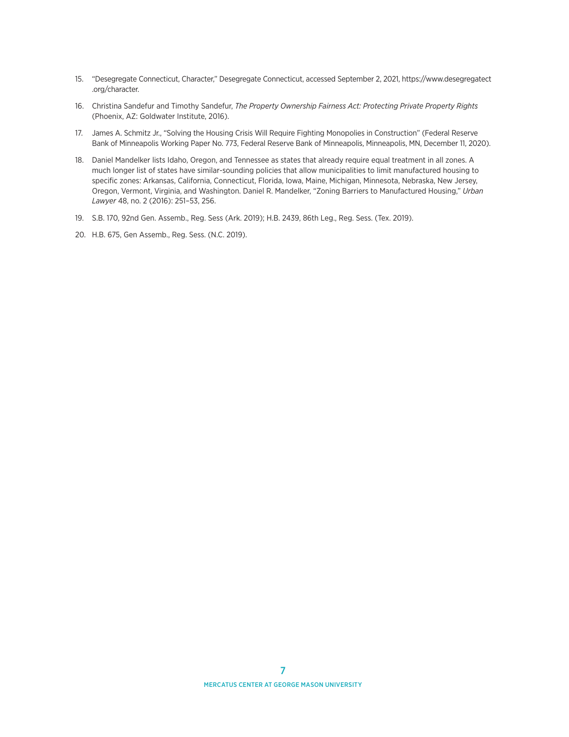15. "Desegregate Connecticut, Character," Desegregate Connecticut, accessed September 2, 2021, https://www.desegregatect.org/character.
16. Christina Sandefur and Timothy Sandefur, *The Property Ownership Fairness Act: Protecting Private Property Rights* (Phoenix, AZ: Goldwater Institute, 2016).
17. James A. Schmitz Jr., "Solving the Housing Crisis Will Require Fighting Monopolies in Construction" (Federal Reserve Bank of Minneapolis Working Paper No. 773, Federal Reserve Bank of Minneapolis, Minneapolis, MN, December 11, 2020).
18. Daniel Mandelker lists Idaho, Oregon, and Tennessee as states that already require equal treatment in all zones. A much longer list of states have similar-sounding policies that allow municipalities to limit manufactured housing to specific zones: Arkansas, California, Connecticut, Florida, Iowa, Maine, Michigan, Minnesota, Nebraska, New Jersey, Oregon, Vermont, Virginia, and Washington. Daniel R. Mandelker, "Zoning Barriers to Manufactured Housing," *Urban Lawyer* 48, no. 2 (2016): 251–53, 256.
19. S.B. 170, 92nd Gen. Assemb., Reg. Sess (Ark. 2019); H.B. 2439, 86th Leg., Reg. Sess. (Tex. 2019).
20. H.B. 675, Gen Assemb., Reg. Sess. (N.C. 2019).